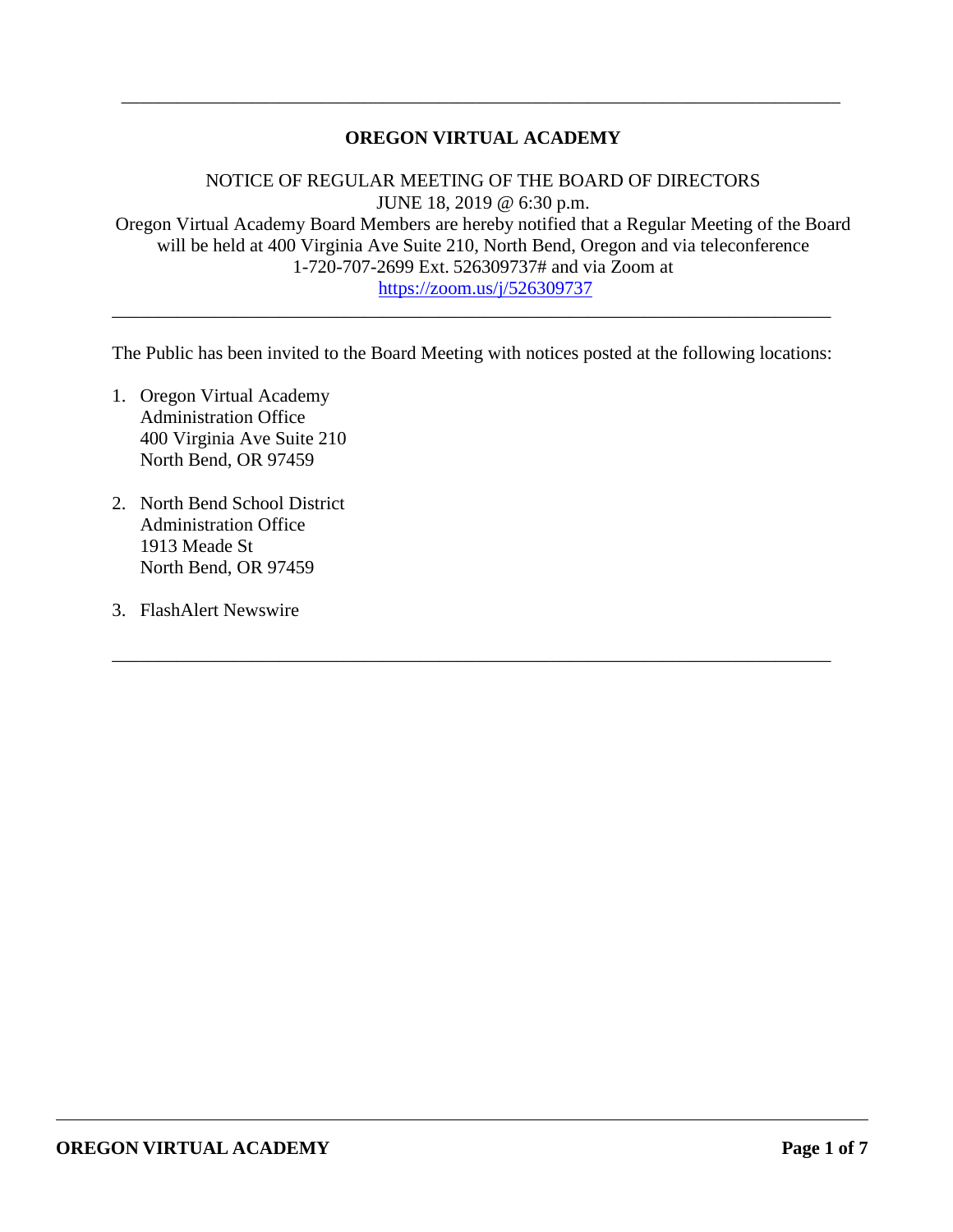---

# OREGON VIRTUAL ACADEMY

NOTICE OF REGULAR MEETING OF THE BOARD OF DIRECTORS
JUNE 18, 2019 @ 6:30 p.m.
Oregon Virtual Academy Board Members are hereby notified that a Regular Meeting of the Board will be held at 400 Virginia Ave Suite 210, North Bend, Oregon and via teleconference 1-720-707-2699 Ext. 526309737# and via Zoom at
https://zoom.us/j/526309737

---

The Public has been invited to the Board Meeting with notices posted at the following locations:

1. Oregon Virtual Academy
   Administration Office
   400 Virginia Ave Suite 210
   North Bend, OR 97459

2. North Bend School District
   Administration Office
   1913 Meade St
   North Bend, OR 97459

3. FlashAlert Newswire

---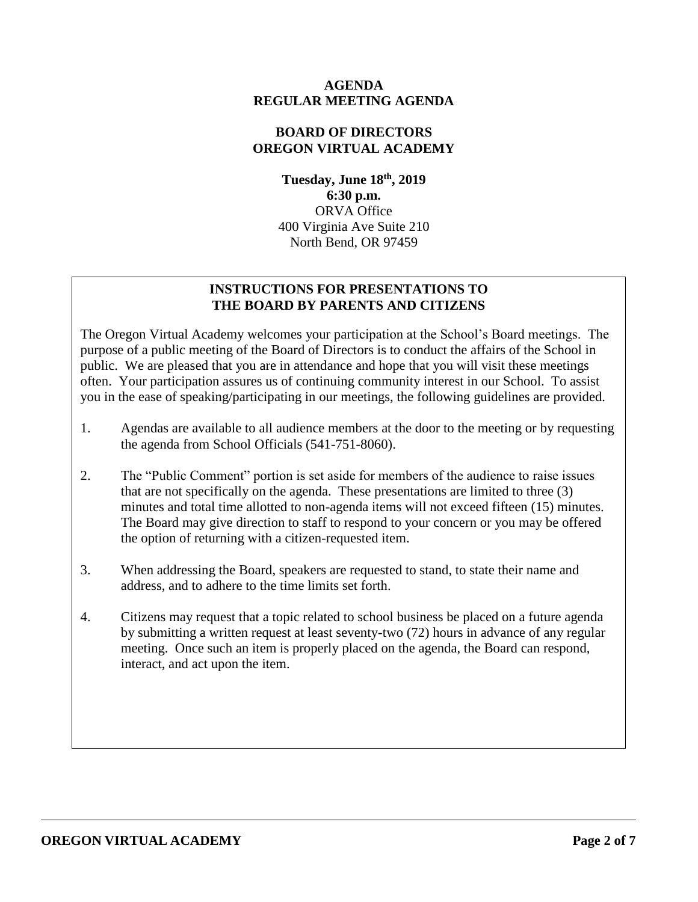**AGENDA**
**REGULAR MEETING AGENDA**

**BOARD OF DIRECTORS**
**OREGON VIRTUAL ACADEMY**

**Tuesday, June 18th, 2019**
**6:30 p.m.**
ORVA Office
400 Virginia Ave Suite 210
North Bend, OR 97459

**INSTRUCTIONS FOR PRESENTATIONS TO THE BOARD BY PARENTS AND CITIZENS**

The Oregon Virtual Academy welcomes your participation at the School's Board meetings. The purpose of a public meeting of the Board of Directors is to conduct the affairs of the School in public. We are pleased that you are in attendance and hope that you will visit these meetings often. Your participation assures us of continuing community interest in our School. To assist you in the ease of speaking/participating in our meetings, the following guidelines are provided.

1. Agendas are available to all audience members at the door to the meeting or by requesting the agenda from School Officials (541-751-8060).

2. The "Public Comment" portion is set aside for members of the audience to raise issues that are not specifically on the agenda. These presentations are limited to three (3) minutes and total time allotted to non-agenda items will not exceed fifteen (15) minutes. The Board may give direction to staff to respond to your concern or you may be offered the option of returning with a citizen-requested item.

3. When addressing the Board, speakers are requested to stand, to state their name and address, and to adhere to the time limits set forth.

4. Citizens may request that a topic related to school business be placed on a future agenda by submitting a written request at least seventy-two (72) hours in advance of any regular meeting. Once such an item is properly placed on the agenda, the Board can respond, interact, and act upon the item.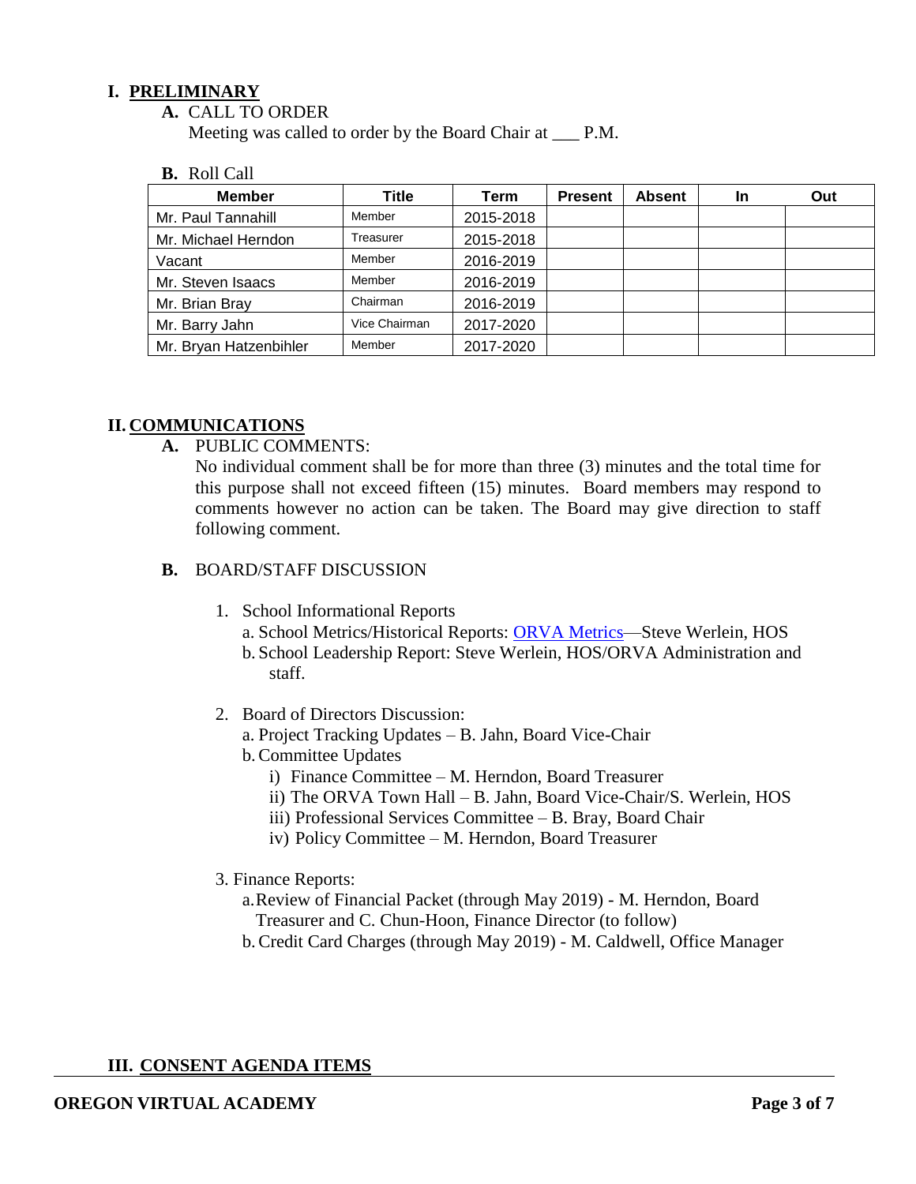## I. PRELIMINARY

**A.** CALL TO ORDER

Meeting was called to order by the Board Chair at ___ P.M.

**B.** Roll Call

| Member | Title | Term | Present | Absent | In | Out |
|---|---|---|---|---|---|---|
| Mr. Paul Tannahill | Member | 2015-2018 | | | | |
| Mr. Michael Herndon | Treasurer | 2015-2018 | | | | |
| Vacant | Member | 2016-2019 | | | | |
| Mr. Steven Isaacs | Member | 2016-2019 | | | | |
| Mr. Brian Bray | Chairman | 2016-2019 | | | | |
| Mr. Barry Jahn | Vice Chairman | 2017-2020 | | | | |
| Mr. Bryan Hatzenbihler | Member | 2017-2020 | | | | |

## II. COMMUNICATIONS

**A.** PUBLIC COMMENTS:

No individual comment shall be for more than three (3) minutes and the total time for this purpose shall not exceed fifteen (15) minutes. Board members may respond to comments however no action can be taken. The Board may give direction to staff following comment.

**B.** BOARD/STAFF DISCUSSION

1. School Informational Reports
   - a. School Metrics/Historical Reports: ORVA Metrics—Steve Werlein, HOS
   - b. School Leadership Report: Steve Werlein, HOS/ORVA Administration and staff.

2. Board of Directors Discussion:
   - a. Project Tracking Updates – B. Jahn, Board Vice-Chair
   - b. Committee Updates
     - i) Finance Committee – M. Herndon, Board Treasurer
     - ii) The ORVA Town Hall – B. Jahn, Board Vice-Chair/S. Werlein, HOS
     - iii) Professional Services Committee – B. Bray, Board Chair
     - iv) Policy Committee – M. Herndon, Board Treasurer

3. Finance Reports:
   - a. Review of Financial Packet (through May 2019) - M. Herndon, Board Treasurer and C. Chun-Hoon, Finance Director (to follow)
   - b. Credit Card Charges (through May 2019) - M. Caldwell, Office Manager

## III. CONSENT AGENDA ITEMS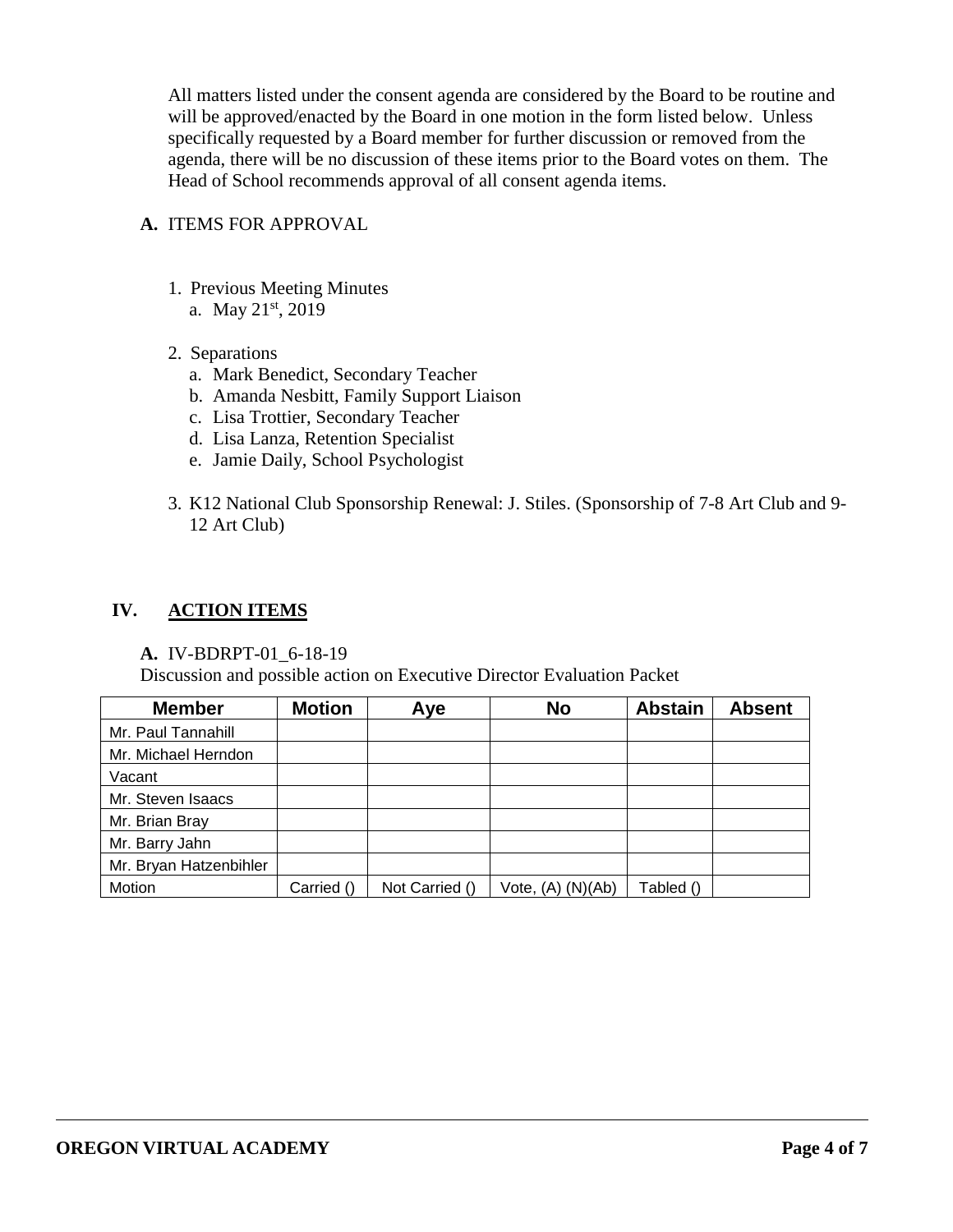All matters listed under the consent agenda are considered by the Board to be routine and will be approved/enacted by the Board in one motion in the form listed below. Unless specifically requested by a Board member for further discussion or removed from the agenda, there will be no discussion of these items prior to the Board votes on them. The Head of School recommends approval of all consent agenda items.

**A.** ITEMS FOR APPROVAL

1. Previous Meeting Minutes
   a. May 21st, 2019

2. Separations
   a. Mark Benedict, Secondary Teacher
   b. Amanda Nesbitt, Family Support Liaison
   c. Lisa Trottier, Secondary Teacher
   d. Lisa Lanza, Retention Specialist
   e. Jamie Daily, School Psychologist

3. K12 National Club Sponsorship Renewal: J. Stiles. (Sponsorship of 7-8 Art Club and 9-12 Art Club)

## IV. ACTION ITEMS

**A.** IV-BDRPT-01_6-18-19
Discussion and possible action on Executive Director Evaluation Packet

| Member | Motion | Aye | No | Abstain | Absent |
|---|---|---|---|---|---|
| Mr. Paul Tannahill | | | | | |
| Mr. Michael Herndon | | | | | |
| Vacant | | | | | |
| Mr. Steven Isaacs | | | | | |
| Mr. Brian Bray | | | | | |
| Mr. Barry Jahn | | | | | |
| Mr. Bryan Hatzenbihler | | | | | |
| Motion | Carried () | Not Carried () | Vote, (A) (N)(Ab) | Tabled () | |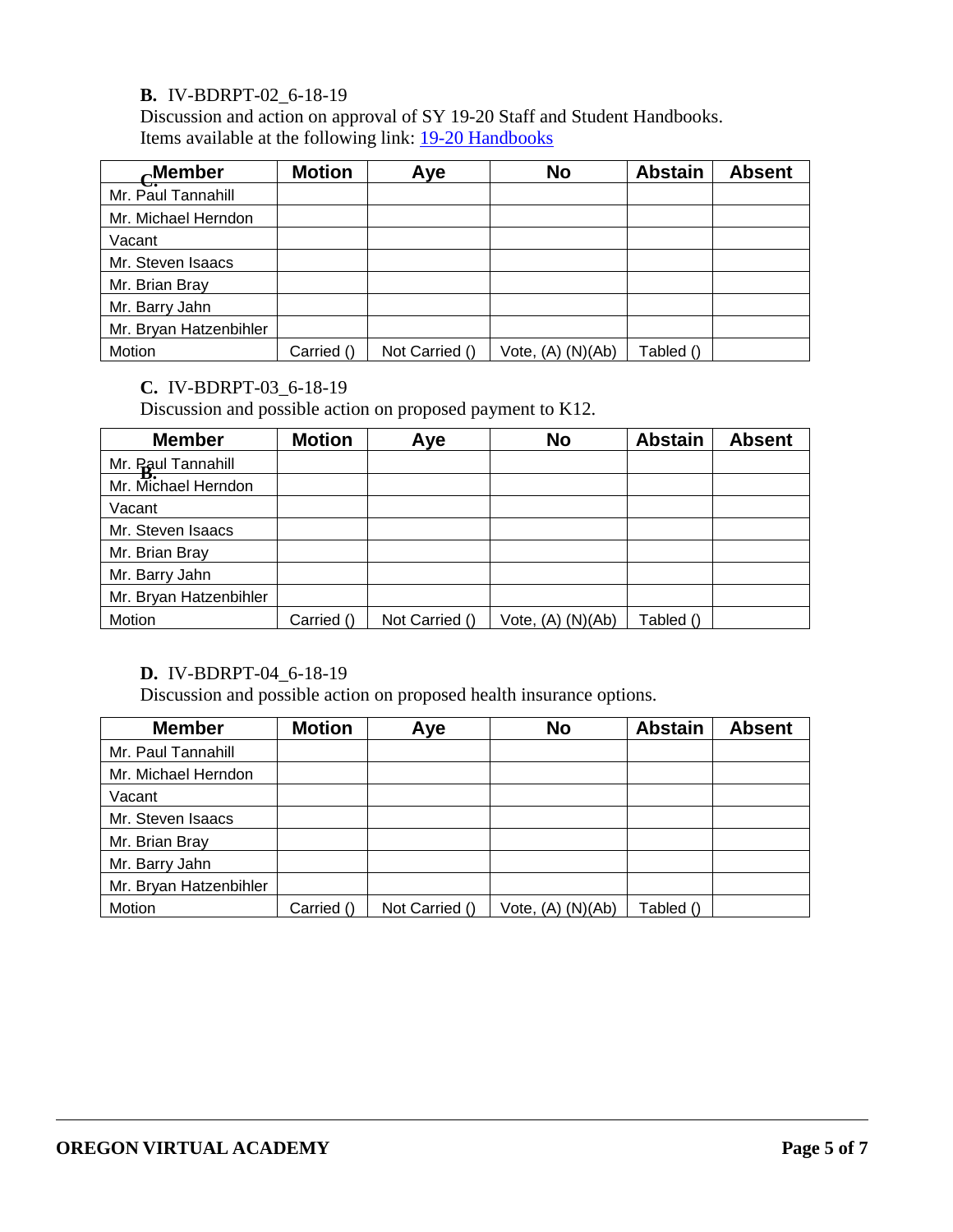**B.** IV-BDRPT-02_6-18-19
Discussion and action on approval of SY 19-20 Staff and Student Handbooks.
Items available at the following link: [19-20 Handbooks]

| Member | Motion | Aye | No | Abstain | Absent |
|---|---|---|---|---|---|
| Mr. Paul Tannahill | | | | | |
| Mr. Michael Herndon | | | | | |
| Vacant | | | | | |
| Mr. Steven Isaacs | | | | | |
| Mr. Brian Bray | | | | | |
| Mr. Barry Jahn | | | | | |
| Mr. Bryan Hatzenbihler | | | | | |
| Motion | Carried () | Not Carried () | Vote, (A) (N)(Ab) | Tabled () | |

**C.** IV-BDRPT-03_6-18-19
Discussion and possible action on proposed payment to K12.

| Member | Motion | Aye | No | Abstain | Absent |
|---|---|---|---|---|---|
| Mr. Paul Tannahill | | | | | |
| Mr. Michael Herndon | | | | | |
| Vacant | | | | | |
| Mr. Steven Isaacs | | | | | |
| Mr. Brian Bray | | | | | |
| Mr. Barry Jahn | | | | | |
| Mr. Bryan Hatzenbihler | | | | | |
| Motion | Carried () | Not Carried () | Vote, (A) (N)(Ab) | Tabled () | |

**D.** IV-BDRPT-04_6-18-19
Discussion and possible action on proposed health insurance options.

| Member | Motion | Aye | No | Abstain | Absent |
|---|---|---|---|---|---|
| Mr. Paul Tannahill | | | | | |
| Mr. Michael Herndon | | | | | |
| Vacant | | | | | |
| Mr. Steven Isaacs | | | | | |
| Mr. Brian Bray | | | | | |
| Mr. Barry Jahn | | | | | |
| Mr. Bryan Hatzenbihler | | | | | |
| Motion | Carried () | Not Carried () | Vote, (A) (N)(Ab) | Tabled () | |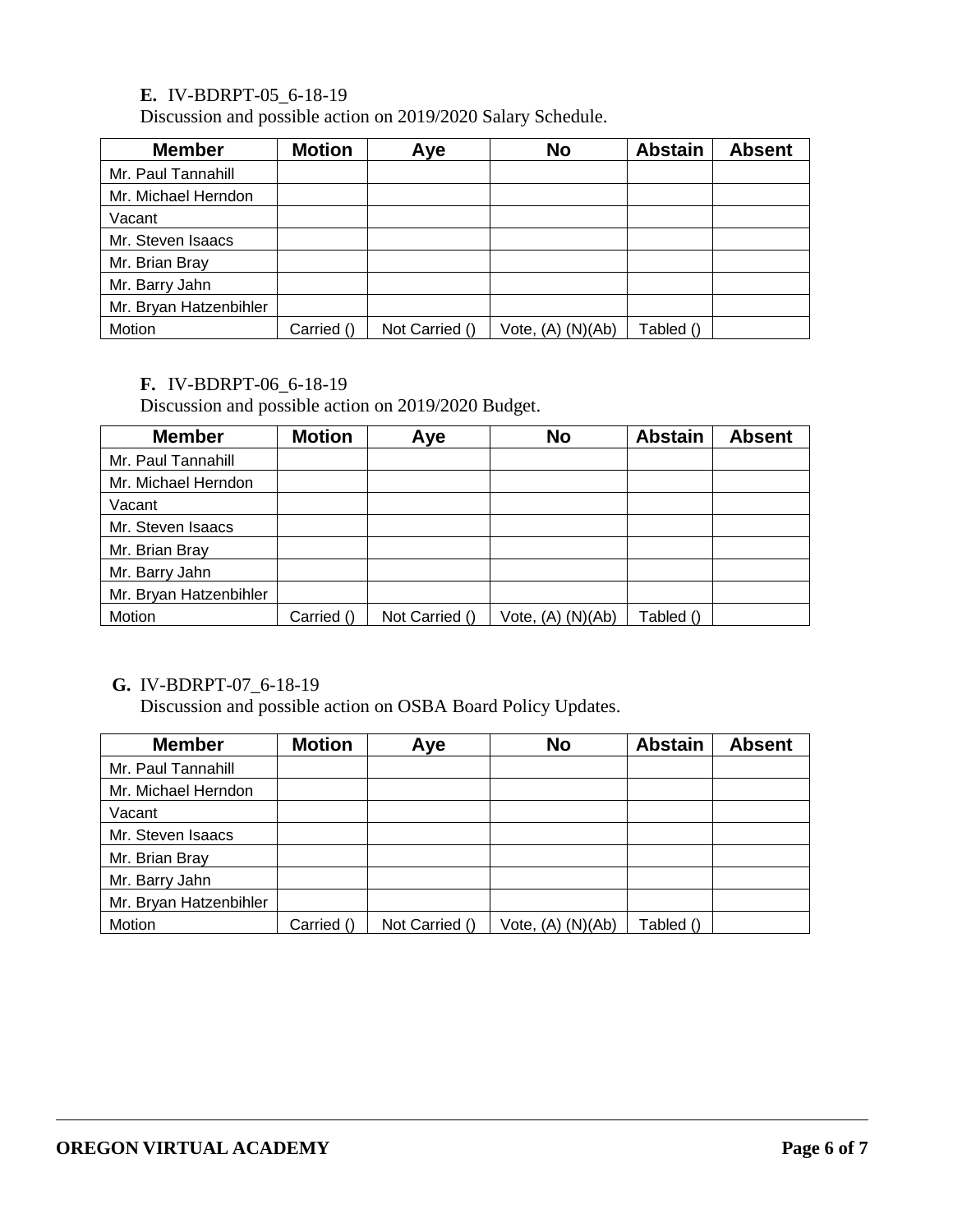**E.** IV-BDRPT-05_6-18-19

Discussion and possible action on 2019/2020 Salary Schedule.

| Member | Motion | Aye | No | Abstain | Absent |
|---|---|---|---|---|---|
| Mr. Paul Tannahill | | | | | |
| Mr. Michael Herndon | | | | | |
| Vacant | | | | | |
| Mr. Steven Isaacs | | | | | |
| Mr. Brian Bray | | | | | |
| Mr. Barry Jahn | | | | | |
| Mr. Bryan Hatzenbihler | | | | | |
| Motion | Carried () | Not Carried () | Vote, (A) (N)(Ab) | Tabled () | |

**F.** IV-BDRPT-06_6-18-19

Discussion and possible action on 2019/2020 Budget.

| Member | Motion | Aye | No | Abstain | Absent |
|---|---|---|---|---|---|
| Mr. Paul Tannahill | | | | | |
| Mr. Michael Herndon | | | | | |
| Vacant | | | | | |
| Mr. Steven Isaacs | | | | | |
| Mr. Brian Bray | | | | | |
| Mr. Barry Jahn | | | | | |
| Mr. Bryan Hatzenbihler | | | | | |
| Motion | Carried () | Not Carried () | Vote, (A) (N)(Ab) | Tabled () | |

**G.** IV-BDRPT-07_6-18-19

Discussion and possible action on OSBA Board Policy Updates.

| Member | Motion | Aye | No | Abstain | Absent |
|---|---|---|---|---|---|
| Mr. Paul Tannahill | | | | | |
| Mr. Michael Herndon | | | | | |
| Vacant | | | | | |
| Mr. Steven Isaacs | | | | | |
| Mr. Brian Bray | | | | | |
| Mr. Barry Jahn | | | | | |
| Mr. Bryan Hatzenbihler | | | | | |
| Motion | Carried () | Not Carried () | Vote, (A) (N)(Ab) | Tabled () | |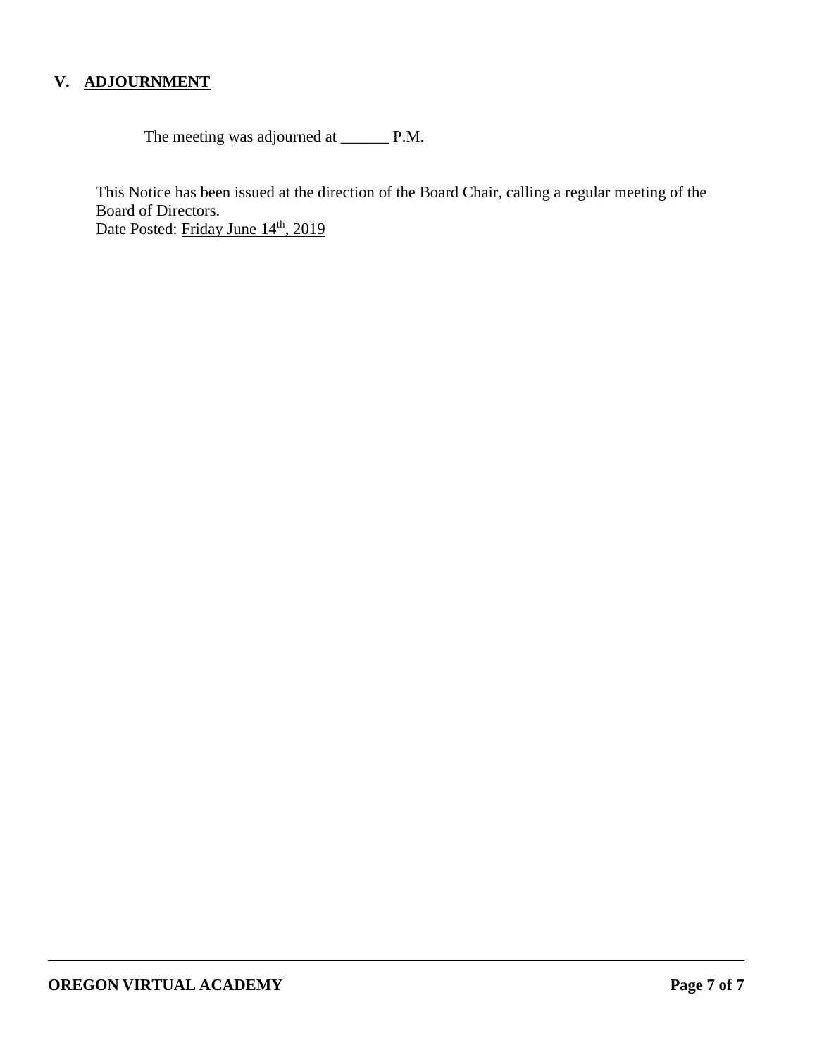## V. ADJOURNMENT

The meeting was adjourned at ______ P.M.

This Notice has been issued at the direction of the Board Chair, calling a regular meeting of the Board of Directors.
Date Posted: Friday June 14th, 2019